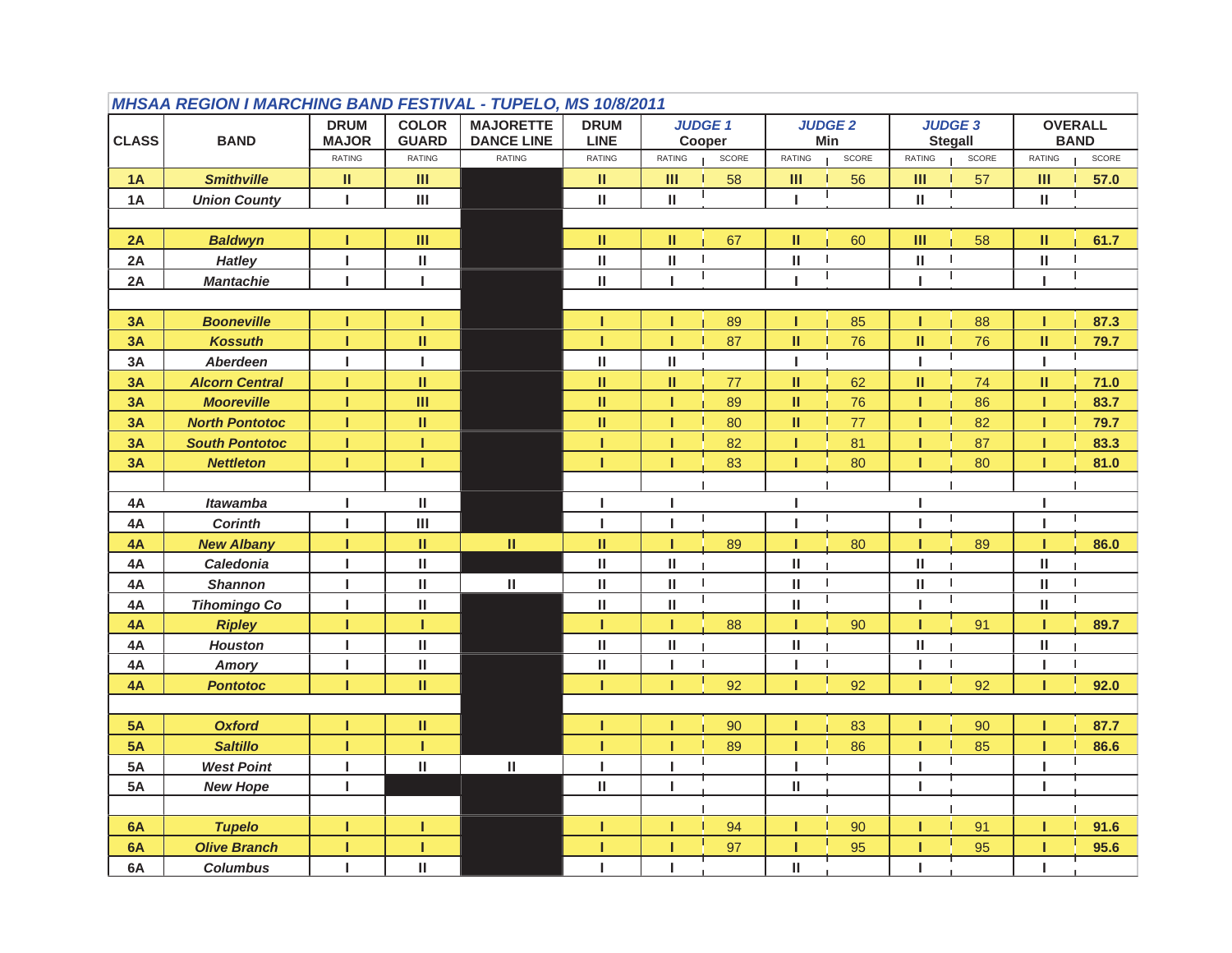## MHSAA REGION I MARCHING BAND FESTIVAL - TUPELO, MS 10/8/2011

| CLASS | BAND | DRUM MAJOR | COLOR GUARD | MAJORETTE DANCE LINE | DRUM LINE | JUDGE 1 Cooper | | JUDGE 2 Min | | JUDGE 3 Stegall | | OVERALL BAND | |
|---|---|---|---|---|---|---|---|---|---|---|---|---|---|
| | | RATING | RATING | RATING | RATING | RATING | SCORE | RATING | SCORE | RATING | SCORE | RATING | SCORE |
| 1A | Smithville | II | III | | II | III | 58 | III | 56 | III | 57 | III | 57.0 |
| 1A | Union County | I | III | | II | II | | I | | II | | II | |
| | | | | | | | | | | | | | |
| 2A | Baldwyn | I | III | | II | II | 67 | II | 60 | III | 58 | II | 61.7 |
| 2A | Hatley | I | II | | II | II | | II | | II | | II | |
| 2A | Mantachie | I | I | | II | I | | I | | I | | I | |
| | | | | | | | | | | | | | |
| 3A | Booneville | I | I | | I | I | 89 | I | 85 | I | 88 | I | 87.3 |
| 3A | Kossuth | I | II | | I | I | 87 | II | 76 | II | 76 | II | 79.7 |
| 3A | Aberdeen | I | I | | II | II | | I | | I | | I | |
| 3A | Alcorn Central | I | II | | II | II | 77 | II | 62 | II | 74 | II | 71.0 |
| 3A | Mooreville | I | III | | II | I | 89 | II | 76 | I | 86 | I | 83.7 |
| 3A | North Pontotoc | I | II | | II | I | 80 | II | 77 | I | 82 | I | 79.7 |
| 3A | South Pontotoc | I | I | | I | I | 82 | I | 81 | I | 87 | I | 83.3 |
| 3A | Nettleton | I | I | | I | I | 83 | I | 80 | I | 80 | I | 81.0 |
| | | | | | | | | | | | | | |
| 4A | Itawamba | I | II | | I | I | | I | | I | | I | |
| 4A | Corinth | I | III | | I | I | | I | | I | | I | |
| 4A | New Albany | I | II | II | II | I | 89 | I | 80 | I | 89 | I | 86.0 |
| 4A | Caledonia | I | II | | II | II | | II | | II | | II | |
| 4A | Shannon | I | II | II | II | II | | II | | II | | II | |
| 4A | Tihomingo Co | I | II | | II | II | | II | | I | | II | |
| 4A | Ripley | I | I | | I | I | 88 | I | 90 | I | 91 | I | 89.7 |
| 4A | Houston | I | II | | II | II | | II | | II | | II | |
| 4A | Amory | I | II | | II | I | | I | | I | | I | |
| 4A | Pontotoc | I | II | | I | I | 92 | I | 92 | I | 92 | I | 92.0 |
| | | | | | | | | | | | | | |
| 5A | Oxford | I | II | | I | I | 90 | I | 83 | I | 90 | I | 87.7 |
| 5A | Saltillo | I | I | | I | I | 89 | I | 86 | I | 85 | I | 86.6 |
| 5A | West Point | I | II | II | I | I | | I | | I | | I | |
| 5A | New Hope | I | | | II | I | | II | | I | | I | |
| | | | | | | | | | | | | | |
| 6A | Tupelo | I | I | | I | I | 94 | I | 90 | I | 91 | I | 91.6 |
| 6A | Olive Branch | I | I | | I | I | 97 | I | 95 | I | 95 | I | 95.6 |
| 6A | Columbus | I | II | | I | I | | II | | I | | I | |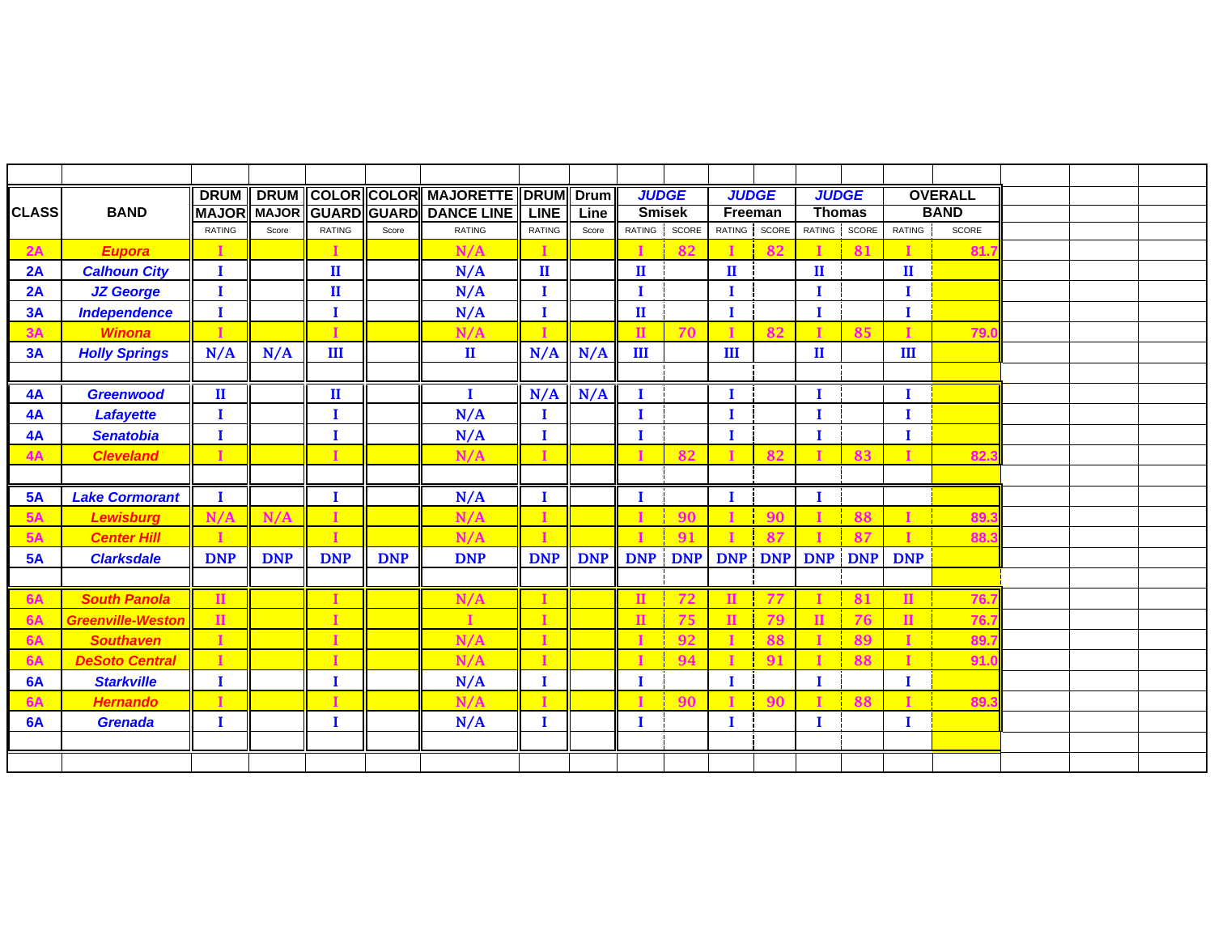| CLASS | BAND | DRUM MAJOR | DRUM MAJOR | COLOR GUARD | COLOR GUARD | MAJORETTE DANCE LINE | DRUM LINE | Drum Line | JUDGE Smisek | | JUDGE Freeman | | JUDGE Thomas | | OVERALL BAND | |
|---|---|---|---|---|---|---|---|---|---|---|---|---|---|---|---|---|
| | | RATING | Score | RATING | Score | RATING | RATING | Score | RATING | SCORE | RATING | SCORE | RATING | SCORE | RATING | SCORE |
| 2A | Eupora | I | | I | | N/A | I | | I | 82 | I | 82 | I | 81 | I | 81.7 |
| 2A | Calhoun City | I | | II | | N/A | II | | II | | II | | II | | II | |
| 2A | JZ George | I | | II | | N/A | I | | I | | I | | I | | I | |
| 3A | Independence | I | | I | | N/A | I | | II | | I | | I | | I | |
| 3A | Winona | I | | I | | N/A | I | | II | 70 | I | 82 | I | 85 | I | 79.0 |
| 3A | Holly Springs | N/A | N/A | III | | II | N/A | N/A | III | | III | | II | | III | |
| | | | | | | | | | | | | | | | | |
| 4A | Greenwood | II | | II | | I | N/A | N/A | I | | I | | I | | I | |
| 4A | Lafayette | I | | I | | N/A | I | | I | | I | | I | | I | |
| 4A | Senatobia | I | | I | | N/A | I | | I | | I | | I | | I | |
| 4A | Cleveland | I | | I | | N/A | I | | I | 82 | I | 82 | I | 83 | I | 82.3 |
| | | | | | | | | | | | | | | | | |
| 5A | Lake Cormorant | I | | I | | N/A | I | | I | | I | | I | | | |
| 5A | Lewisburg | N/A | N/A | I | | N/A | I | | I | 90 | I | 90 | I | 88 | I | 89.3 |
| 5A | Center Hill | I | | I | | N/A | I | | I | 91 | I | 87 | I | 87 | I | 88.3 |
| 5A | Clarksdale | DNP | DNP | DNP | DNP | DNP | DNP | DNP | DNP | DNP | DNP | DNP | DNP | DNP | DNP | |
| | | | | | | | | | | | | | | | | |
| 6A | South Panola | II | | I | | N/A | I | | II | 72 | II | 77 | I | 81 | II | 76.7 |
| 6A | Greenville-Weston | II | | I | | I | I | | II | 75 | II | 79 | II | 76 | II | 76.7 |
| 6A | Southaven | I | | I | | N/A | I | | I | 92 | I | 88 | I | 89 | I | 89.7 |
| 6A | DeSoto Central | I | | I | | N/A | I | | I | 94 | I | 91 | I | 88 | I | 91.0 |
| 6A | Starkville | I | | I | | N/A | I | | I | | I | | I | | I | |
| 6A | Hernando | I | | I | | N/A | I | | I | 90 | I | 90 | I | 88 | I | 89.3 |
| 6A | Grenada | I | | I | | N/A | I | | I | | I | | I | | I | |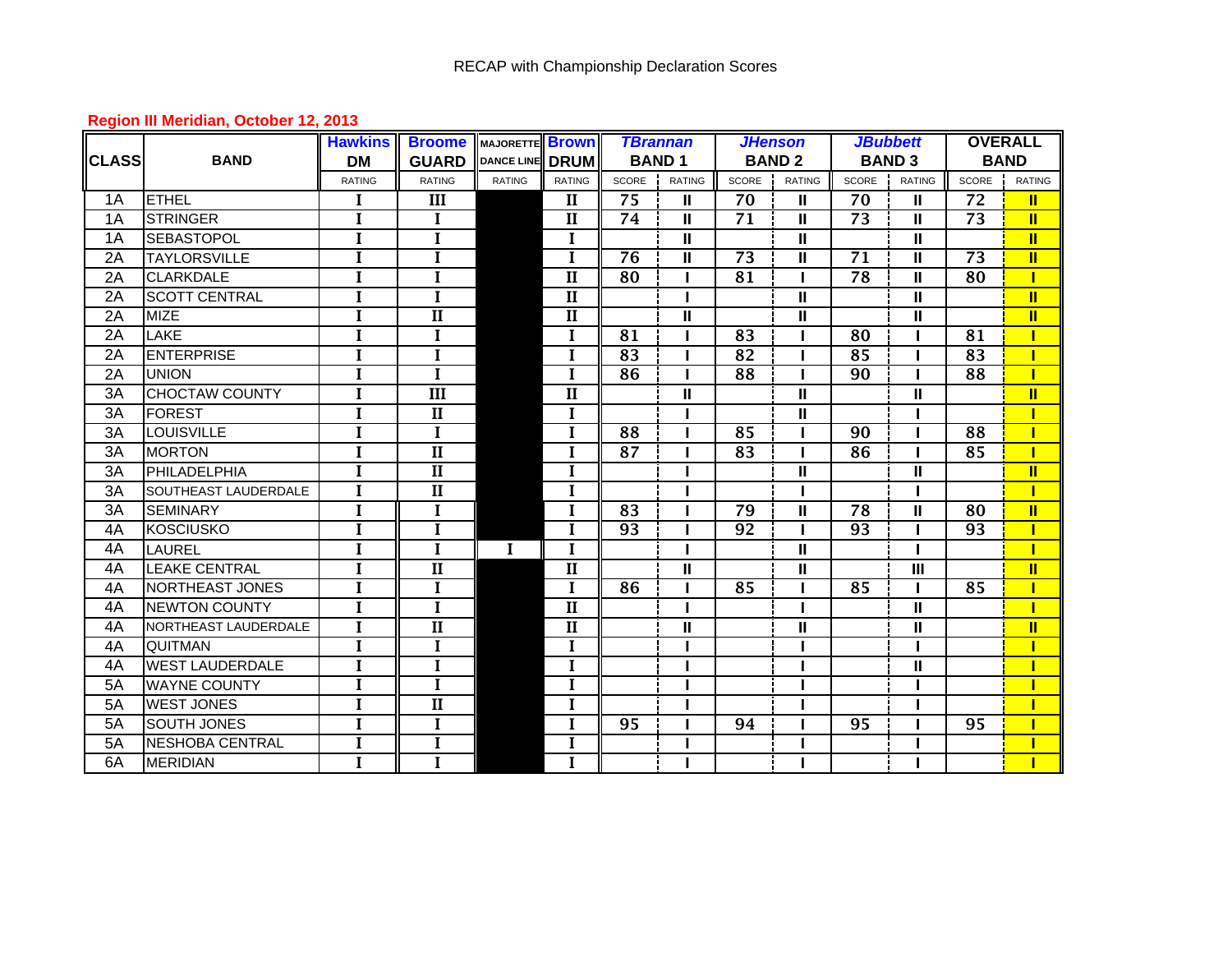RECAP with Championship Declaration Scores

**Region III Meridian, October 12, 2013**

| CLASS | BAND | Hawkins DM | Broome GUARD | MAJORETTE DANCE LINE | Brown DRUM | TBrannan BAND 1 | | JHenson BAND 2 | | JBubbett BAND 3 | | OVERALL BAND | |
|---|---|---|---|---|---|---|---|---|---|---|---|---|---|
| | | RATING | RATING | RATING | RATING | SCORE | RATING | SCORE | RATING | SCORE | RATING | SCORE | RATING |
| 1A | ETHEL | I | III | | II | 75 | II | 70 | II | 70 | II | 72 | II |
| 1A | STRINGER | I | I | | II | 74 | II | 71 | II | 73 | II | 73 | II |
| 1A | SEBASTOPOL | I | I | | I | | II | | II | | II | | II |
| 2A | TAYLORSVILLE | I | I | | I | 76 | II | 73 | II | 71 | II | 73 | II |
| 2A | CLARKDALE | I | I | | II | 80 | I | 81 | I | 78 | II | 80 | I |
| 2A | SCOTT CENTRAL | I | I | | II | | I | | II | | II | | II |
| 2A | MIZE | I | II | | II | | II | | II | | II | | II |
| 2A | LAKE | I | I | | I | 81 | I | 83 | I | 80 | I | 81 | I |
| 2A | ENTERPRISE | I | I | | I | 83 | I | 82 | I | 85 | I | 83 | I |
| 2A | UNION | I | I | | I | 86 | I | 88 | I | 90 | I | 88 | I |
| 3A | CHOCTAW COUNTY | I | III | | II | | II | | II | | II | | II |
| 3A | FOREST | I | II | | I | | I | | II | | I | | I |
| 3A | LOUISVILLE | I | I | | I | 88 | I | 85 | I | 90 | I | 88 | I |
| 3A | MORTON | I | II | | I | 87 | I | 83 | I | 86 | I | 85 | I |
| 3A | PHILADELPHIA | I | II | | I | | I | | II | | II | | II |
| 3A | SOUTHEAST LAUDERDALE | I | II | | I | | I | | I | | I | | I |
| 3A | SEMINARY | I | I | | I | 83 | I | 79 | II | 78 | II | 80 | II |
| 4A | KOSCIUSKO | I | I | | I | 93 | I | 92 | I | 93 | I | 93 | I |
| 4A | LAUREL | I | I | I | I | | I | | II | | I | | I |
| 4A | LEAKE CENTRAL | I | II | | II | | II | | II | | III | | II |
| 4A | NORTHEAST JONES | I | I | | I | 86 | I | 85 | I | 85 | I | 85 | I |
| 4A | NEWTON COUNTY | I | I | | II | | I | | I | | II | | I |
| 4A | NORTHEAST LAUDERDALE | I | II | | II | | II | | II | | II | | II |
| 4A | QUITMAN | I | I | | I | | I | | I | | I | | I |
| 4A | WEST LAUDERDALE | I | I | | I | | I | | I | | II | | I |
| 5A | WAYNE COUNTY | I | I | | I | | I | | I | | I | | I |
| 5A | WEST JONES | I | II | | I | | I | | I | | I | | I |
| 5A | SOUTH JONES | I | I | | I | 95 | I | 94 | I | 95 | I | 95 | I |
| 5A | NESHOBA CENTRAL | I | I | | I | | I | | I | | I | | I |
| 6A | MERIDIAN | I | I | | I | | I | | I | | I | | I |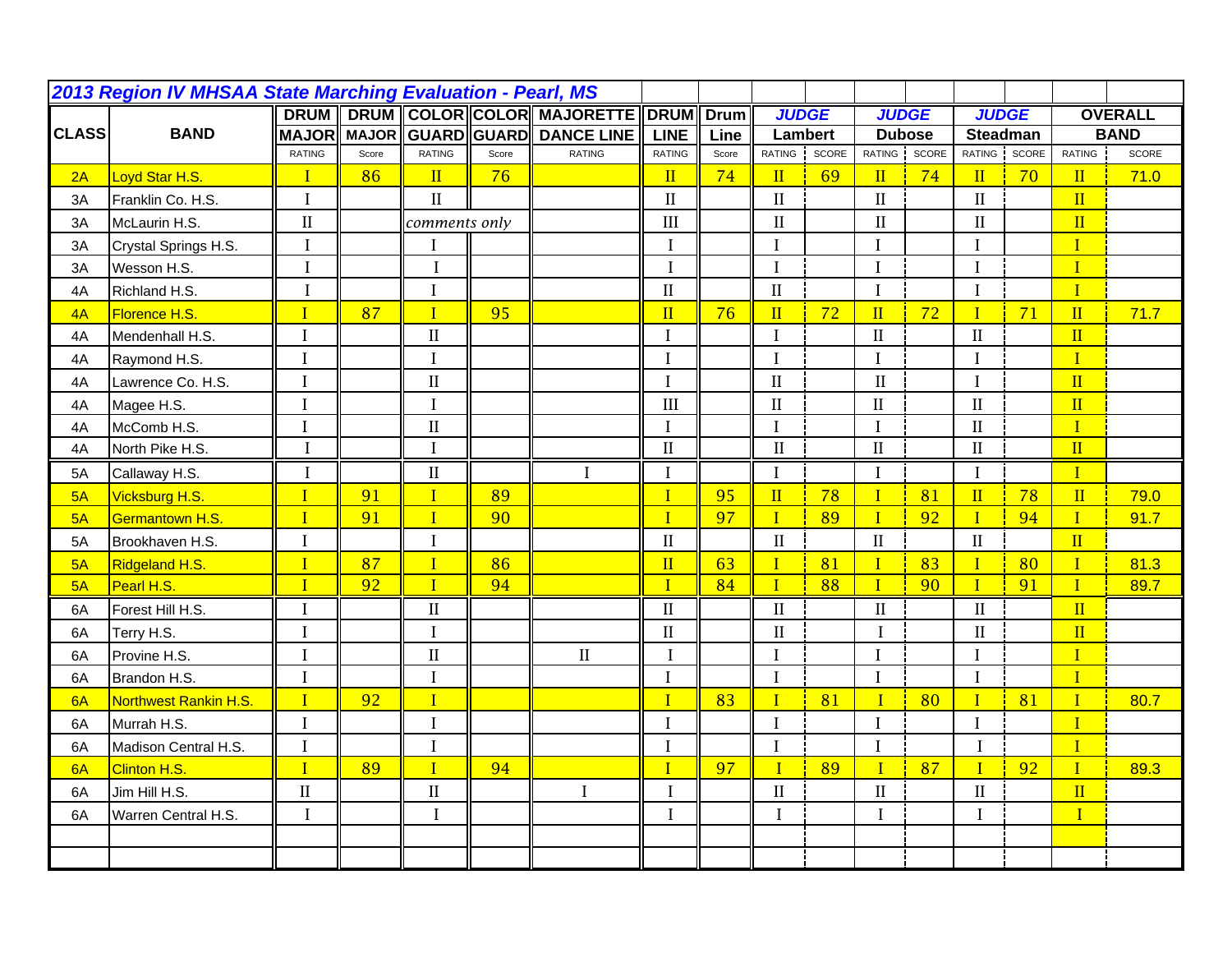# 2013 Region IV MHSAA State Marching Evaluation - Pearl, MS

| CLASS | BAND | DRUM MAJOR RATING | DRUM MAJOR Score | COLOR GUARD RATING | COLOR GUARD Score | MAJORETTE DANCE LINE RATING | DRUM LINE RATING | Drum Line Score | JUDGE Lambert RATING | JUDGE Lambert SCORE | JUDGE Dubose RATING | JUDGE Dubose SCORE | JUDGE Steadman RATING | JUDGE Steadman SCORE | OVERALL BAND RATING | OVERALL BAND SCORE |
|---|---|---|---|---|---|---|---|---|---|---|---|---|---|---|---|---|
| 2A | Loyd Star H.S. | I | 86 | II | 76 | | II | 74 | II | 69 | II | 74 | II | 70 | II | 71.0 |
| 3A | Franklin Co. H.S. | I | | II | | | II | | II | | II | | II | | II | |
| 3A | McLaurin H.S. | II | | comments only | | | III | | II | | II | | II | | II | |
| 3A | Crystal Springs H.S. | I | | I | | | I | | I | | I | | I | | I | |
| 3A | Wesson H.S. | I | | I | | | I | | I | | I | | I | | I | |
| 4A | Richland H.S. | I | | I | | | II | | II | | I | | I | | I | |
| 4A | Florence H.S. | I | 87 | I | 95 | | II | 76 | II | 72 | II | 72 | I | 71 | II | 71.7 |
| 4A | Mendenhall H.S. | I | | II | | | I | | I | | II | | II | | II | |
| 4A | Raymond H.S. | I | | I | | | I | | I | | I | | I | | I | |
| 4A | Lawrence Co. H.S. | I | | II | | | I | | II | | II | | I | | II | |
| 4A | Magee H.S. | I | | I | | | III | | II | | II | | II | | II | |
| 4A | McComb H.S. | I | | II | | | I | | I | | I | | II | | I | |
| 4A | North Pike H.S. | I | | I | | | II | | II | | II | | II | | II | |
| 5A | Callaway H.S. | I | | II | | I | I | | I | | I | | I | | I | |
| 5A | Vicksburg H.S. | I | 91 | I | 89 | | I | 95 | II | 78 | I | 81 | II | 78 | II | 79.0 |
| 5A | Germantown H.S. | I | 91 | I | 90 | | I | 97 | I | 89 | I | 92 | I | 94 | I | 91.7 |
| 5A | Brookhaven H.S. | I | | I | | | II | | II | | II | | II | | II | |
| 5A | Ridgeland H.S. | I | 87 | I | 86 | | II | 63 | I | 81 | I | 83 | I | 80 | I | 81.3 |
| 5A | Pearl H.S. | I | 92 | I | 94 | | I | 84 | I | 88 | I | 90 | I | 91 | I | 89.7 |
| 6A | Forest Hill H.S. | I | | II | | | II | | II | | II | | II | | II | |
| 6A | Terry H.S. | I | | I | | | II | | II | | I | | II | | II | |
| 6A | Provine H.S. | I | | II | | II | I | | I | | I | | I | | I | |
| 6A | Brandon H.S. | I | | I | | | I | | I | | I | | I | | I | |
| 6A | Northwest Rankin H.S. | I | 92 | I | | | I | 83 | I | 81 | I | 80 | I | 81 | I | 80.7 |
| 6A | Murrah H.S. | I | | I | | | I | | I | | I | | I | | I | |
| 6A | Madison Central H.S. | I | | I | | | I | | I | | I | | I | | I | |
| 6A | Clinton H.S. | I | 89 | I | 94 | | I | 97 | I | 89 | I | 87 | I | 92 | I | 89.3 |
| 6A | Jim Hill H.S. | II | | II | | I | I | | II | | II | | II | | II | |
| 6A | Warren Central H.S. | I | | I | | | I | | I | | I | | I | | I | |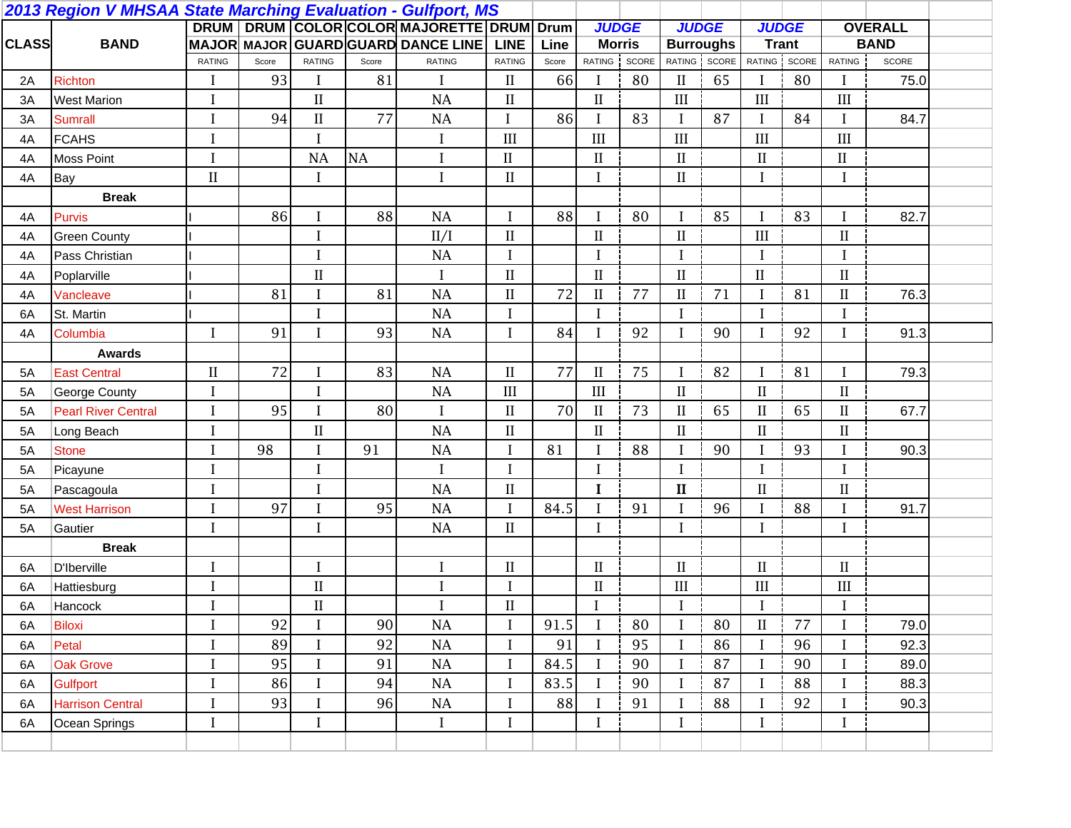# 2013 Region V MHSAA State Marching Evaluation - Gulfport, MS

| CLASS | BAND | DRUM MAJOR | DRUM MAJOR | COLOR GUARD | COLOR GUARD | MAJORETTE DANCE LINE | DRUM LINE | Drum Line | JUDGE Morris | | JUDGE Burroughs | | JUDGE Trant | | OVERALL BAND | |
|---|---|---|---|---|---|---|---|---|---|---|---|---|---|---|---|---|
| | | RATING | Score | RATING | Score | RATING | RATING | Score | RATING | SCORE | RATING | SCORE | RATING | SCORE | RATING | SCORE |
| 2A | Richton | I | 93 | I | 81 | I | II | 66 | I | 80 | II | 65 | I | 80 | I | 75.0 |
| 3A | West Marion | I | | II | | NA | II | | II | | III | | III | | III | |
| 3A | Sumrall | I | 94 | II | 77 | NA | I | 86 | I | 83 | I | 87 | I | 84 | I | 84.7 |
| 4A | FCAHS | I | | I | | I | III | | III | | III | | III | | III | |
| 4A | Moss Point | I | | NA | NA | I | II | | II | | II | | II | | II | |
| 4A | Bay | II | | I | | I | II | | I | | II | | I | | I | |
| | **Break** | | | | | | | | | | | | | | | |
| 4A | Purvis | I | 86 | I | 88 | NA | I | 88 | I | 80 | I | 85 | I | 83 | I | 82.7 |
| 4A | Green County | I | | I | | II/I | II | | II | | II | | III | | II | |
| 4A | Pass Christian | I | | I | | NA | I | | I | | I | | I | | I | |
| 4A | Poplarville | I | | II | | I | II | | II | | II | | II | | II | |
| 4A | Vancleave | I | 81 | I | 81 | NA | II | 72 | II | 77 | II | 71 | I | 81 | II | 76.3 |
| 6A | St. Martin | I | | I | | NA | I | | I | | I | | I | | I | |
| 4A | Columbia | I | 91 | I | 93 | NA | I | 84 | I | 92 | I | 90 | I | 92 | I | 91.3 |
| | **Awards** | | | | | | | | | | | | | | | |
| 5A | East Central | II | 72 | I | 83 | NA | II | 77 | II | 75 | I | 82 | I | 81 | I | 79.3 |
| 5A | George County | I | | I | | NA | III | | III | | II | | II | | II | |
| 5A | Pearl River Central | I | 95 | I | 80 | I | II | 70 | II | 73 | II | 65 | II | 65 | II | 67.7 |
| 5A | Long Beach | I | | II | | NA | II | | II | | II | | II | | II | |
| 5A | Stone | I | 98 | I | 91 | NA | I | 81 | I | 88 | I | 90 | I | 93 | I | 90.3 |
| 5A | Picayune | I | | I | | I | I | | I | | I | | I | | I | |
| 5A | Pascagoula | I | | I | | NA | II | | **I** | | **II** | | II | | II | |
| 5A | West Harrison | I | 97 | I | 95 | NA | I | 84.5 | I | 91 | I | 96 | I | 88 | I | 91.7 |
| 5A | Gautier | I | | I | | NA | II | | I | | I | | I | | I | |
| | **Break** | | | | | | | | | | | | | | | |
| 6A | D'Iberville | I | | I | | I | II | | II | | II | | II | | II | |
| 6A | Hattiesburg | I | | II | | I | I | | II | | III | | III | | III | |
| 6A | Hancock | I | | II | | I | II | | I | | I | | I | | I | |
| 6A | Biloxi | I | 92 | I | 90 | NA | I | 91.5 | I | 80 | I | 80 | II | 77 | I | 79.0 |
| 6A | Petal | I | 89 | I | 92 | NA | I | 91 | I | 95 | I | 86 | I | 96 | I | 92.3 |
| 6A | Oak Grove | I | 95 | I | 91 | NA | I | 84.5 | I | 90 | I | 87 | I | 90 | I | 89.0 |
| 6A | Gulfport | I | 86 | I | 94 | NA | I | 83.5 | I | 90 | I | 87 | I | 88 | I | 88.3 |
| 6A | Harrison Central | I | 93 | I | 96 | NA | I | 88 | I | 91 | I | 88 | I | 92 | I | 90.3 |
| 6A | Ocean Springs | I | | I | | I | I | | I | | I | | I | | I | |